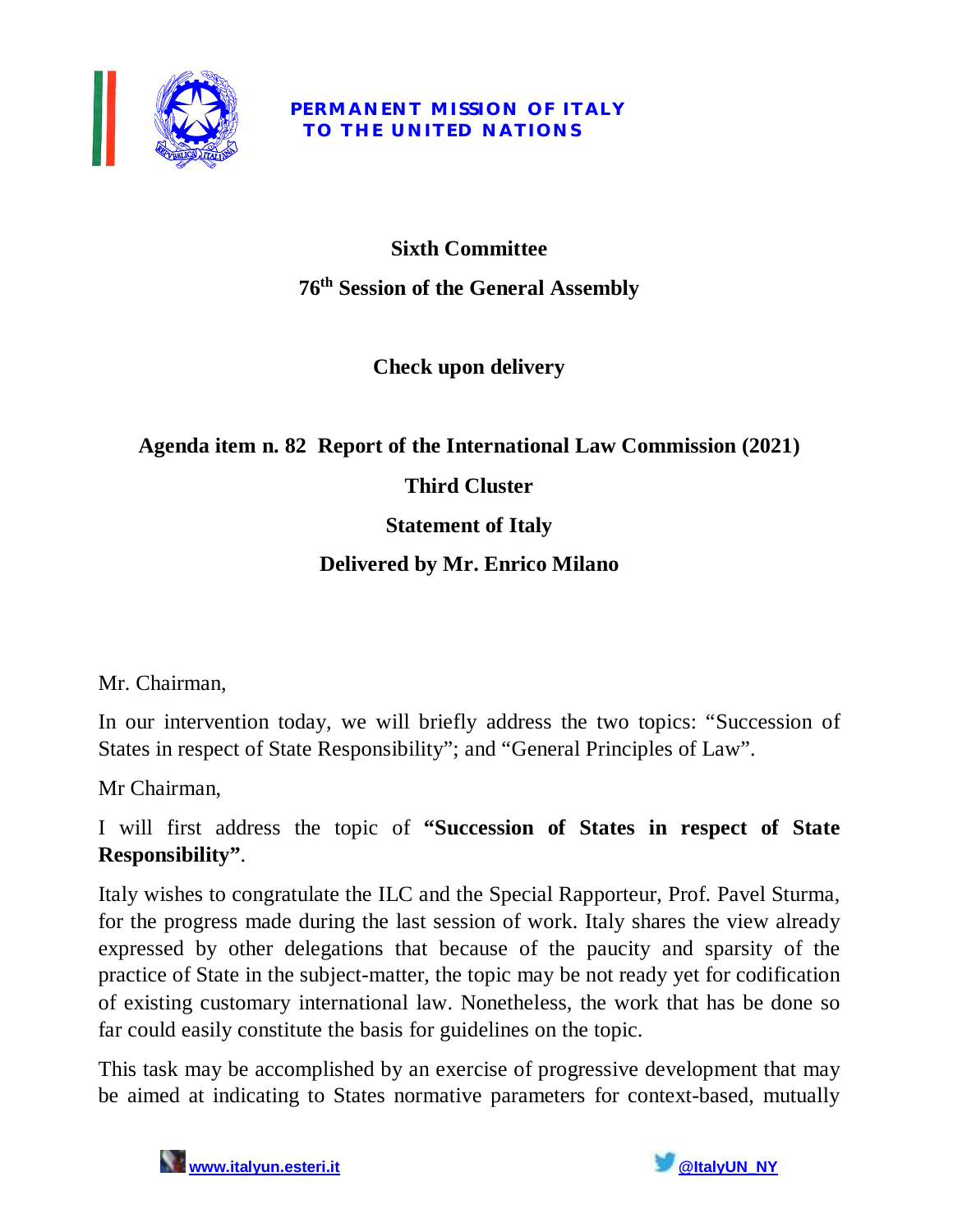**PERMANENT MISSION OF ITALY TO THE UNITED NATIONS**

# Sixth Committee

## 76th Session of the General Assembly

**Check upon delivery**

**Agenda item n. 82 Report of the International Law Commission (2021)**

**Third Cluster**

**Statement of Italy**

**Delivered by Mr. Enrico Milano**

Mr. Chairman,

In our intervention today, we will briefly address the two topics: "Succession of States in respect of State Responsibility"; and "General Principles of Law".

Mr Chairman,

I will first address the topic of **"Succession of States in respect of State Responsibility"**.

Italy wishes to congratulate the ILC and the Special Rapporteur, Prof. Pavel Sturma, for the progress made during the last session of work. Italy shares the view already expressed by other delegations that because of the paucity and sparsity of the practice of State in the subject-matter, the topic may be not ready yet for codification of existing customary international law. Nonetheless, the work that has be done so far could easily constitute the basis for guidelines on the topic.

This task may be accomplished by an exercise of progressive development that may be aimed at indicating to States normative parameters for context-based, mutually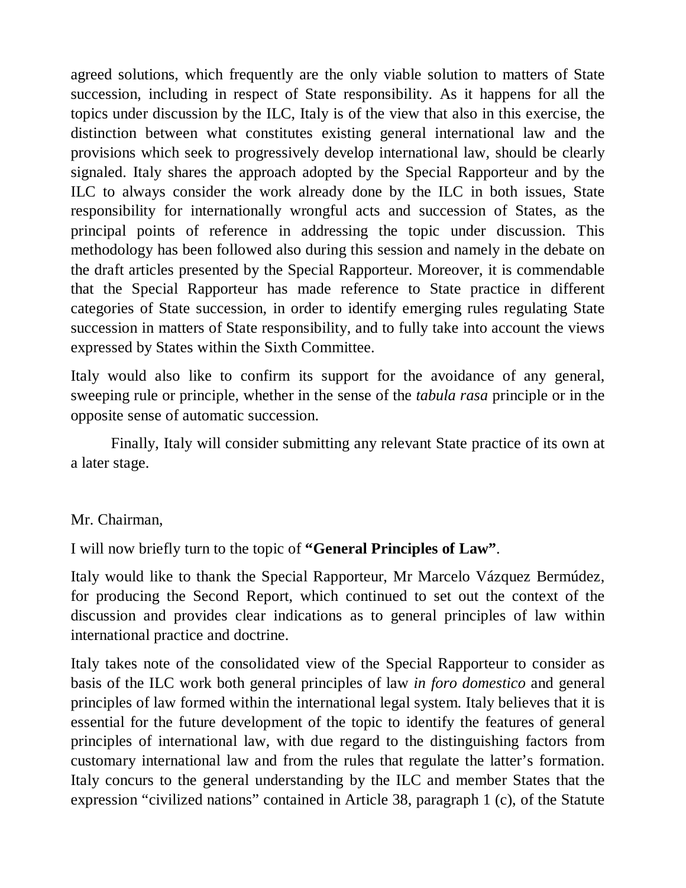agreed solutions, which frequently are the only viable solution to matters of State succession, including in respect of State responsibility. As it happens for all the topics under discussion by the ILC, Italy is of the view that also in this exercise, the distinction between what constitutes existing general international law and the provisions which seek to progressively develop international law, should be clearly signaled. Italy shares the approach adopted by the Special Rapporteur and by the ILC to always consider the work already done by the ILC in both issues, State responsibility for internationally wrongful acts and succession of States, as the principal points of reference in addressing the topic under discussion. This methodology has been followed also during this session and namely in the debate on the draft articles presented by the Special Rapporteur. Moreover, it is commendable that the Special Rapporteur has made reference to State practice in different categories of State succession, in order to identify emerging rules regulating State succession in matters of State responsibility, and to fully take into account the views expressed by States within the Sixth Committee.

Italy would also like to confirm its support for the avoidance of any general, sweeping rule or principle, whether in the sense of the *tabula rasa* principle or in the opposite sense of automatic succession.

Finally, Italy will consider submitting any relevant State practice of its own at a later stage.

Mr. Chairman,

I will now briefly turn to the topic of **"General Principles of Law"**.

Italy would like to thank the Special Rapporteur, Mr Marcelo Vázquez Bermúdez, for producing the Second Report, which continued to set out the context of the discussion and provides clear indications as to general principles of law within international practice and doctrine.

Italy takes note of the consolidated view of the Special Rapporteur to consider as basis of the ILC work both general principles of law *in foro domestico* and general principles of law formed within the international legal system. Italy believes that it is essential for the future development of the topic to identify the features of general principles of international law, with due regard to the distinguishing factors from customary international law and from the rules that regulate the latter's formation. Italy concurs to the general understanding by the ILC and member States that the expression "civilized nations" contained in Article 38, paragraph 1 (c), of the Statute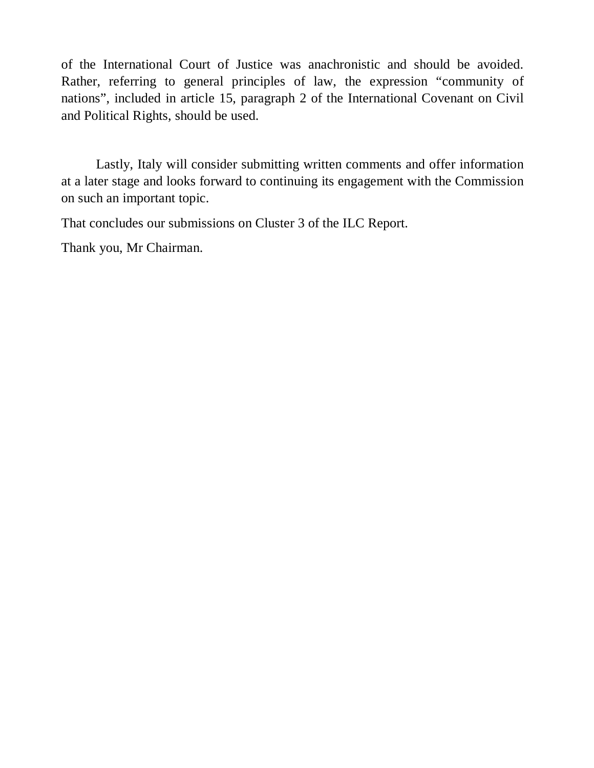of the International Court of Justice was anachronistic and should be avoided. Rather, referring to general principles of law, the expression “community of nations”, included in article 15, paragraph 2 of the International Covenant on Civil and Political Rights, should be used.

Lastly, Italy will consider submitting written comments and offer information at a later stage and looks forward to continuing its engagement with the Commission on such an important topic.

That concludes our submissions on Cluster 3 of the ILC Report.

Thank you, Mr Chairman.